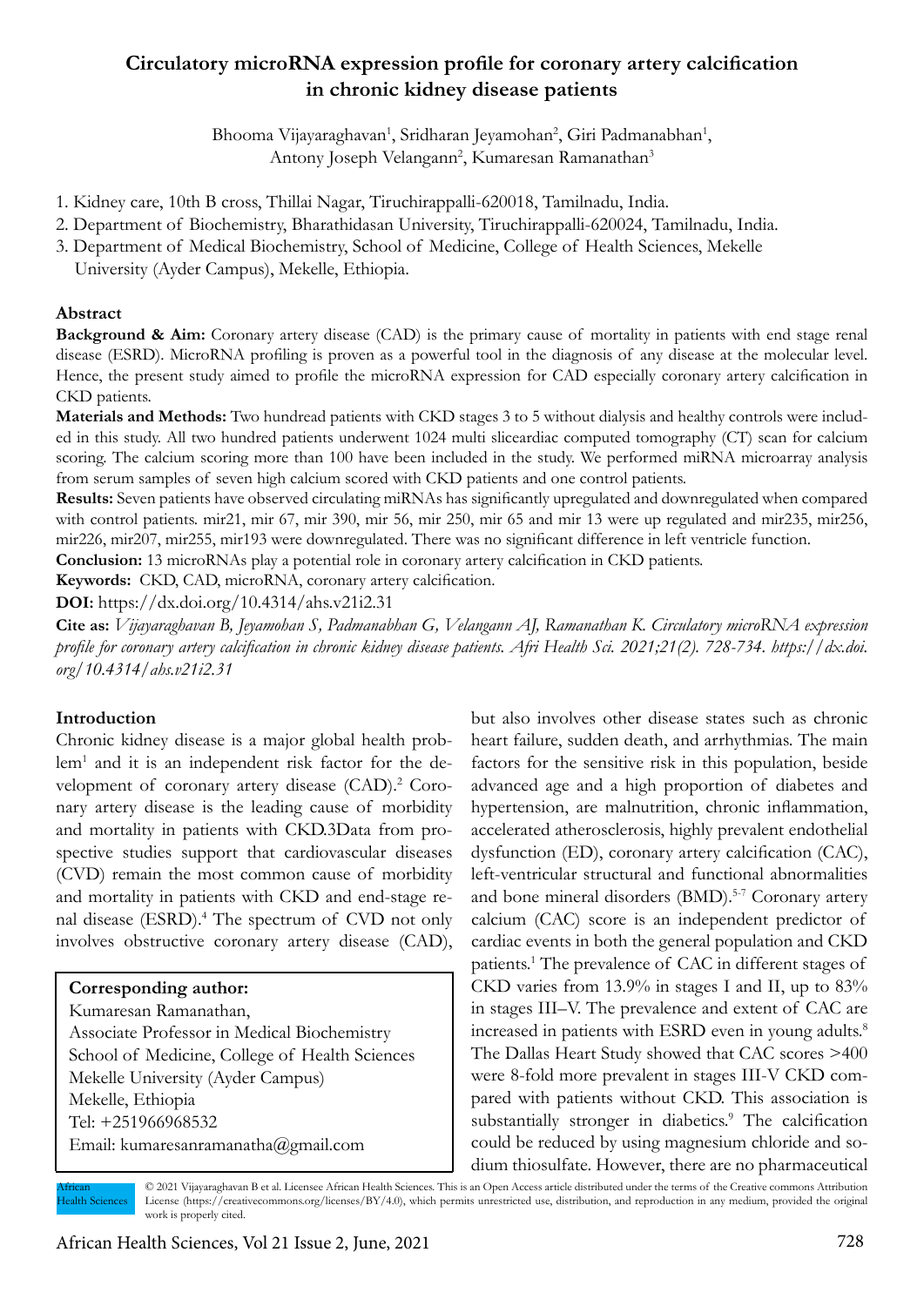# Circulatory microRNA expression profile for coronary artery calcification in chronic kidney disease patients

Bhooma Vijayaraghavan[1], Sridharan Jeyamohan[2], Giri Padmanabhan[1], Antony Joseph Velangann[2], Kumaresan Ramanathan[3]

1. Kidney care, 10th B cross, Thillai Nagar, Tiruchirappalli-620018, Tamilnadu, India.
2. Department of Biochemistry, Bharathidasan University, Tiruchirappalli-620024, Tamilnadu, India.
3. Department of Medical Biochemistry, School of Medicine, College of Health Sciences, Mekelle University (Ayder Campus), Mekelle, Ethiopia.

## Abstract

**Background & Aim:** Coronary artery disease (CAD) is the primary cause of mortality in patients with end stage renal disease (ESRD). MicroRNA profiling is proven as a powerful tool in the diagnosis of any disease at the molecular level. Hence, the present study aimed to profile the microRNA expression for CAD especially coronary artery calcification in CKD patients.

**Materials and Methods:** Two hundread patients with CKD stages 3 to 5 without dialysis and healthy controls were included in this study. All two hundred patients underwent 1024 multi sliceardiac computed tomography (CT) scan for calcium scoring. The calcium scoring more than 100 have been included in the study. We performed miRNA microarray analysis from serum samples of seven high calcium scored with CKD patients and one control patients.

**Results:** Seven patients have observed circulating miRNAs has significantly upregulated and downregulated when compared with control patients. mir21, mir 67, mir 390, mir 56, mir 250, mir 65 and mir 13 were up regulated and mir235, mir256, mir226, mir207, mir255, mir193 were downregulated. There was no significant difference in left ventricle function.

**Conclusion:** 13 microRNAs play a potential role in coronary artery calcification in CKD patients.

**Keywords:** CKD, CAD, microRNA, coronary artery calcification.

**DOI:** https://dx.doi.org/10.4314/ahs.v21i2.31

**Cite as:** *Vijayaraghavan B, Jeyamohan S, Padmanabhan G, Velangann AJ, Ramanathan K. Circulatory microRNA expression profile for coronary artery calcification in chronic kidney disease patients. Afri Health Sci. 2021;21(2). 728-734. https://dx.doi.org/10.4314/ahs.v21i2.31*

## Introduction

Chronic kidney disease is a major global health problem[1] and it is an independent risk factor for the development of coronary artery disease (CAD).[2] Coronary artery disease is the leading cause of morbidity and mortality in patients with CKD.3Data from prospective studies support that cardiovascular diseases (CVD) remain the most common cause of morbidity and mortality in patients with CKD and end-stage renal disease (ESRD).[4] The spectrum of CVD not only involves obstructive coronary artery disease (CAD), but also involves other disease states such as chronic heart failure, sudden death, and arrhythmias. The main factors for the sensitive risk in this population, beside advanced age and a high proportion of diabetes and hypertension, are malnutrition, chronic inflammation, accelerated atherosclerosis, highly prevalent endothelial dysfunction (ED), coronary artery calcification (CAC), left-ventricular structural and functional abnormalities and bone mineral disorders (BMD).[5-7] Coronary artery calcium (CAC) score is an independent predictor of cardiac events in both the general population and CKD patients.[1] The prevalence of CAC in different stages of CKD varies from 13.9% in stages I and II, up to 83% in stages III–V. The prevalence and extent of CAC are increased in patients with ESRD even in young adults.[8] The Dallas Heart Study showed that CAC scores >400 were 8-fold more prevalent in stages III-V CKD compared with patients without CKD. This association is substantially stronger in diabetics.[9] The calcification could be reduced by using magnesium chloride and sodium thiosulfate. However, there are no pharmaceutical

**Corresponding author:**
Kumaresan Ramanathan,
Associate Professor in Medical Biochemistry
School of Medicine, College of Health Sciences
Mekelle University (Ayder Campus)
Mekelle, Ethiopia
Tel: +251966968532
Email: kumaresanramanatha@gmail.com

© 2021 Vijayaraghavan B et al. Licensee African Health Sciences. This is an Open Access article distributed under the terms of the Creative commons Attribution License (https://creativecommons.org/licenses/BY/4.0), which permits unrestricted use, distribution, and reproduction in any medium, provided the original work is properly cited.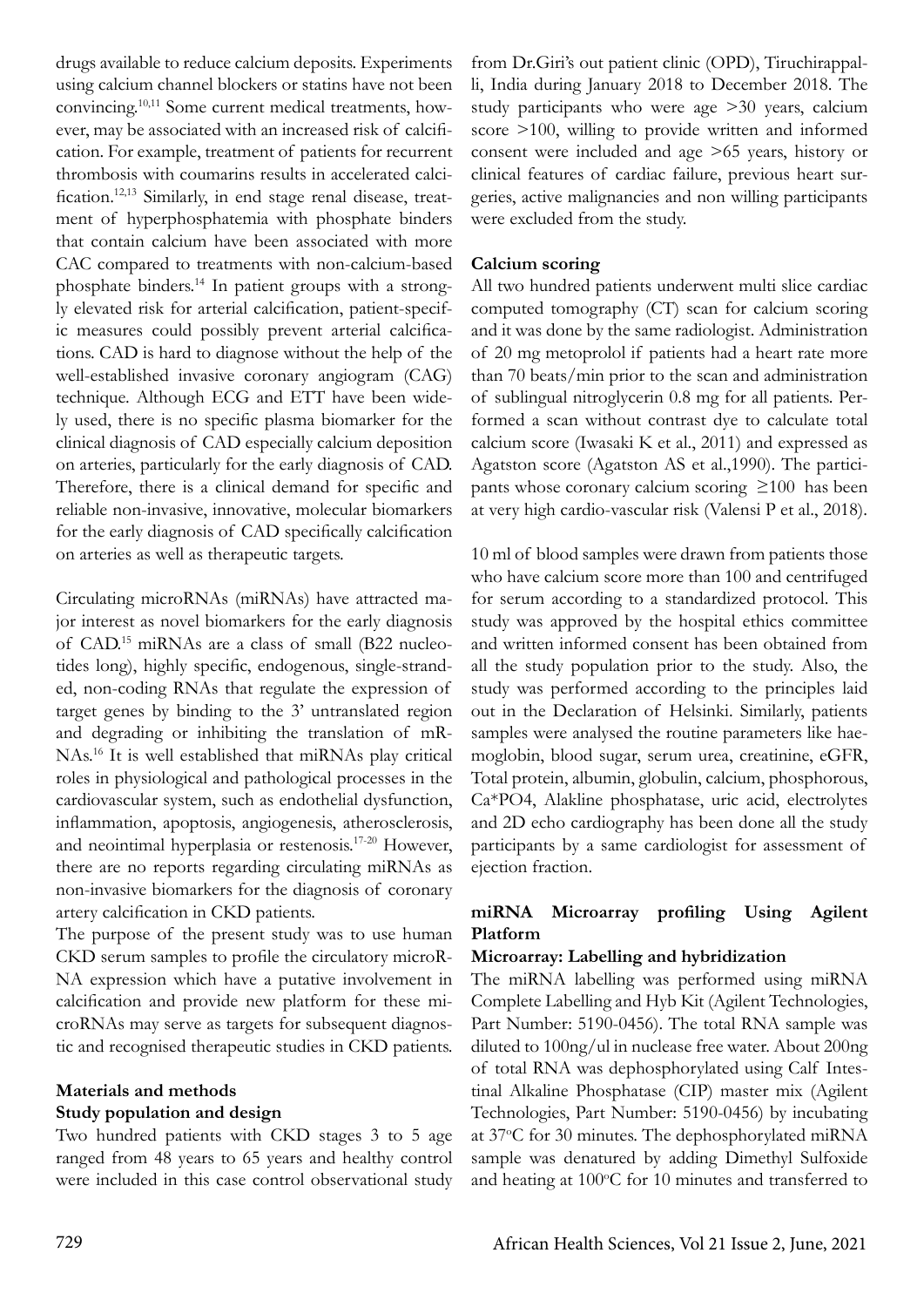drugs available to reduce calcium deposits. Experiments using calcium channel blockers or statins have not been convincing.[10,11] Some current medical treatments, however, may be associated with an increased risk of calcification. For example, treatment of patients for recurrent thrombosis with coumarins results in accelerated calcification.[12,13] Similarly, in end stage renal disease, treatment of hyperphosphatemia with phosphate binders that contain calcium have been associated with more CAC compared to treatments with non-calcium-based phosphate binders.[14] In patient groups with a strongly elevated risk for arterial calcification, patient-specific measures could possibly prevent arterial calcifications. CAD is hard to diagnose without the help of the well-established invasive coronary angiogram (CAG) technique. Although ECG and ETT have been widely used, there is no specific plasma biomarker for the clinical diagnosis of CAD especially calcium deposition on arteries, particularly for the early diagnosis of CAD. Therefore, there is a clinical demand for specific and reliable non-invasive, innovative, molecular biomarkers for the early diagnosis of CAD specifically calcification on arteries as well as therapeutic targets.

Circulating microRNAs (miRNAs) have attracted major interest as novel biomarkers for the early diagnosis of CAD.[15] miRNAs are a class of small (B22 nucleotides long), highly specific, endogenous, single-stranded, non-coding RNAs that regulate the expression of target genes by binding to the 3' untranslated region and degrading or inhibiting the translation of mRNAs.[16] It is well established that miRNAs play critical roles in physiological and pathological processes in the cardiovascular system, such as endothelial dysfunction, inflammation, apoptosis, angiogenesis, atherosclerosis, and neointimal hyperplasia or restenosis.[17-20] However, there are no reports regarding circulating miRNAs as non-invasive biomarkers for the diagnosis of coronary artery calcification in CKD patients.

The purpose of the present study was to use human CKD serum samples to profile the circulatory microRNA expression which have a putative involvement in calcification and provide new platform for these microRNAs may serve as targets for subsequent diagnostic and recognised therapeutic studies in CKD patients.

## Materials and methods

### Study population and design

Two hundred patients with CKD stages 3 to 5 age ranged from 48 years to 65 years and healthy control were included in this case control observational study from Dr.Giri's out patient clinic (OPD), Tiruchirappalli, India during January 2018 to December 2018. The study participants who were age >30 years, calcium score >100, willing to provide written and informed consent were included and age >65 years, history or clinical features of cardiac failure, previous heart surgeries, active malignancies and non willing participants were excluded from the study.

### Calcium scoring

All two hundred patients underwent multi slice cardiac computed tomography (CT) scan for calcium scoring and it was done by the same radiologist. Administration of 20 mg metoprolol if patients had a heart rate more than 70 beats/min prior to the scan and administration of sublingual nitroglycerin 0.8 mg for all patients. Performed a scan without contrast dye to calculate total calcium score (Iwasaki K et al., 2011) and expressed as Agatston score (Agatston AS et al.,1990). The participants whose coronary calcium scoring ≥100 has been at very high cardio-vascular risk (Valensi P et al., 2018).

10 ml of blood samples were drawn from patients those who have calcium score more than 100 and centrifuged for serum according to a standardized protocol. This study was approved by the hospital ethics committee and written informed consent has been obtained from all the study population prior to the study. Also, the study was performed according to the principles laid out in the Declaration of Helsinki. Similarly, patients samples were analysed the routine parameters like haemoglobin, blood sugar, serum urea, creatinine, eGFR, Total protein, albumin, globulin, calcium, phosphorous, Ca*PO4, Alakline phosphatase, uric acid, electrolytes and 2D echo cardiography has been done all the study participants by a same cardiologist for assessment of ejection fraction.

### miRNA Microarray profiling Using Agilent Platform

#### Microarray: Labelling and hybridization

The miRNA labelling was performed using miRNA Complete Labelling and Hyb Kit (Agilent Technologies, Part Number: 5190-0456). The total RNA sample was diluted to 100ng/ul in nuclease free water. About 200ng of total RNA was dephosphorylated using Calf Intestinal Alkaline Phosphatase (CIP) master mix (Agilent Technologies, Part Number: 5190-0456) by incubating at 37°C for 30 minutes. The dephosphorylated miRNA sample was denatured by adding Dimethyl Sulfoxide and heating at 100°C for 10 minutes and transferred to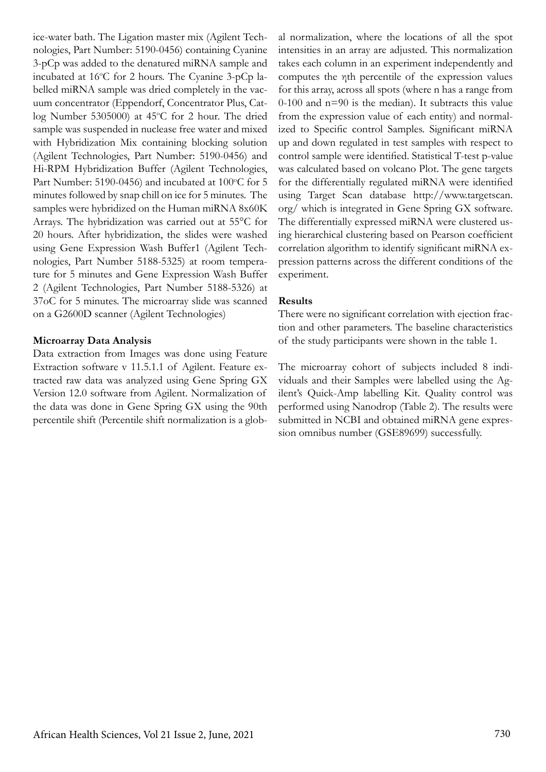ice-water bath. The Ligation master mix (Agilent Technologies, Part Number: 5190-0456) containing Cyanine 3-pCp was added to the denatured miRNA sample and incubated at 16ºC for 2 hours. The Cyanine 3-pCp labelled miRNA sample was dried completely in the vacuum concentrator (Eppendorf, Concentrator Plus, Catlog Number 5305000) at 45ºC for 2 hour. The dried sample was suspended in nuclease free water and mixed with Hybridization Mix containing blocking solution (Agilent Technologies, Part Number: 5190-0456) and Hi-RPM Hybridization Buffer (Agilent Technologies, Part Number: 5190-0456) and incubated at 100ºC for 5 minutes followed by snap chill on ice for 5 minutes. The samples were hybridized on the Human miRNA 8x60K Arrays. The hybridization was carried out at 55°C for 20 hours. After hybridization, the slides were washed using Gene Expression Wash Buffer1 (Agilent Technologies, Part Number 5188-5325) at room temperature for 5 minutes and Gene Expression Wash Buffer 2 (Agilent Technologies, Part Number 5188-5326) at 37oC for 5 minutes. The microarray slide was scanned on a G2600D scanner (Agilent Technologies)

**Microarray Data Analysis**

Data extraction from Images was done using Feature Extraction software v 11.5.1.1 of Agilent. Feature extracted raw data was analyzed using Gene Spring GX Version 12.0 software from Agilent. Normalization of the data was done in Gene Spring GX using the 90th percentile shift (Percentile shift normalization is a global normalization, where the locations of all the spot intensities in an array are adjusted. This normalization takes each column in an experiment independently and computes the ηth percentile of the expression values for this array, across all spots (where n has a range from 0-100 and n=90 is the median). It subtracts this value from the expression value of each entity) and normalized to Specific control Samples. Significant miRNA up and down regulated in test samples with respect to control sample were identified. Statistical T-test p-value was calculated based on volcano Plot. The gene targets for the differentially regulated miRNA were identified using Target Scan database http://www.targetscan.org/ which is integrated in Gene Spring GX software. The differentially expressed miRNA were clustered using hierarchical clustering based on Pearson coefficient correlation algorithm to identify significant miRNA expression patterns across the different conditions of the experiment.

**Results**

There were no significant correlation with ejection fraction and other parameters. The baseline characteristics of the study participants were shown in the table 1.

The microarray cohort of subjects included 8 individuals and their Samples were labelled using the Agilent's Quick-Amp labelling Kit. Quality control was performed using Nanodrop (Table 2). The results were submitted in NCBI and obtained miRNA gene expression omnibus number (GSE89699) successfully.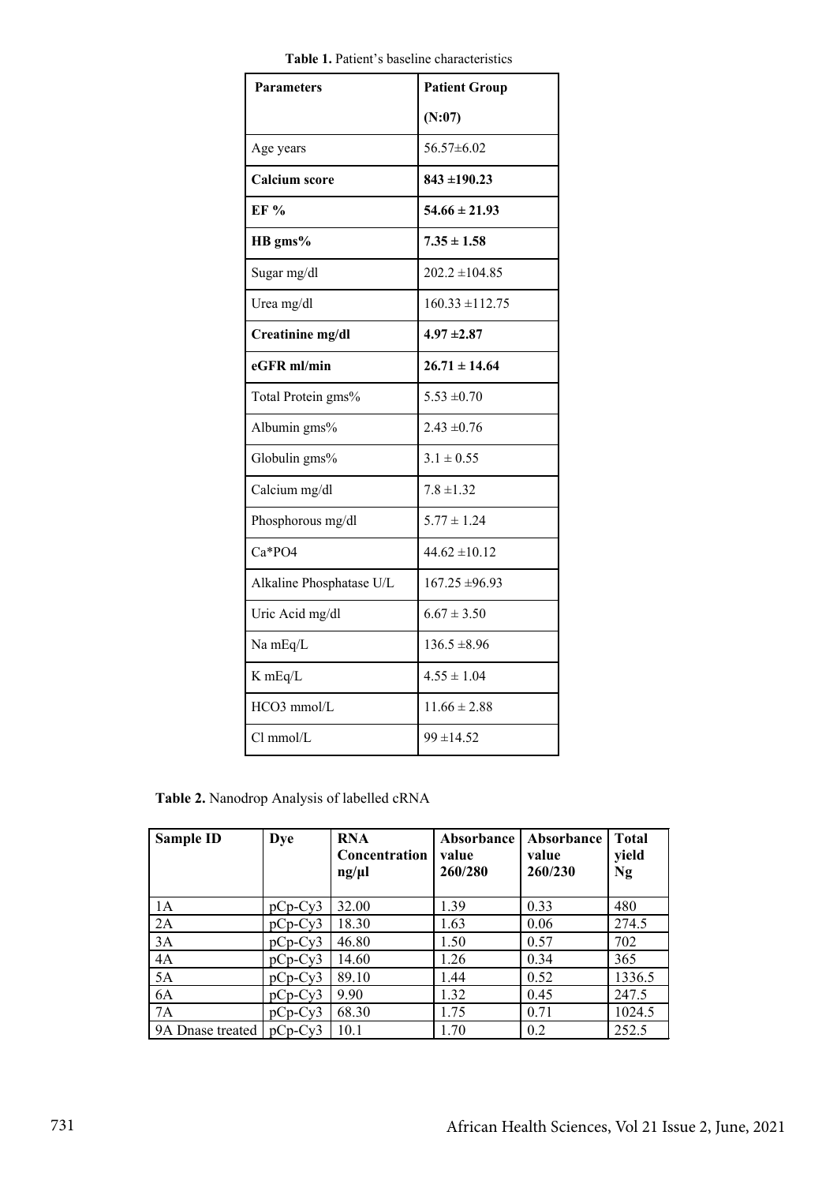**Table 1.** Patient's baseline characteristics

| **Parameters** | **Patient Group (N:07)** |
|---|---|
| Age years | 56.57±6.02 |
| **Calcium score** | **843 ±190.23** |
| **EF %** | **54.66 ± 21.93** |
| **HB gms%** | **7.35 ± 1.58** |
| Sugar mg/dl | 202.2 ±104.85 |
| Urea mg/dl | 160.33 ±112.75 |
| **Creatinine mg/dl** | **4.97 ±2.87** |
| **eGFR ml/min** | **26.71 ± 14.64** |
| Total Protein gms% | 5.53 ±0.70 |
| Albumin gms% | 2.43 ±0.76 |
| Globulin gms% | 3.1 ± 0.55 |
| Calcium mg/dl | 7.8 ±1.32 |
| Phosphorous mg/dl | 5.77 ± 1.24 |
| Ca*PO4 | 44.62 ±10.12 |
| Alkaline Phosphatase U/L | 167.25 ±96.93 |
| Uric Acid mg/dl | 6.67 ± 3.50 |
| Na mEq/L | 136.5 ±8.96 |
| K mEq/L | 4.55 ± 1.04 |
| HCO3 mmol/L | 11.66 ± 2.88 |
| Cl mmol/L | 99 ±14.52 |

**Table 2.** Nanodrop Analysis of labelled cRNA

| **Sample ID** | **Dye** | **RNA Concentration ng/µl** | **Absorbance value 260/280** | **Absorbance value 260/230** | **Total yield Ng** |
|---|---|---|---|---|---|
| 1A | pCp-Cy3 | 32.00 | 1.39 | 0.33 | 480 |
| 2A | pCp-Cy3 | 18.30 | 1.63 | 0.06 | 274.5 |
| 3A | pCp-Cy3 | 46.80 | 1.50 | 0.57 | 702 |
| 4A | pCp-Cy3 | 14.60 | 1.26 | 0.34 | 365 |
| 5A | pCp-Cy3 | 89.10 | 1.44 | 0.52 | 1336.5 |
| 6A | pCp-Cy3 | 9.90 | 1.32 | 0.45 | 247.5 |
| 7A | pCp-Cy3 | 68.30 | 1.75 | 0.71 | 1024.5 |
| 9A Dnase treated | pCp-Cy3 | 10.1 | 1.70 | 0.2 | 252.5 |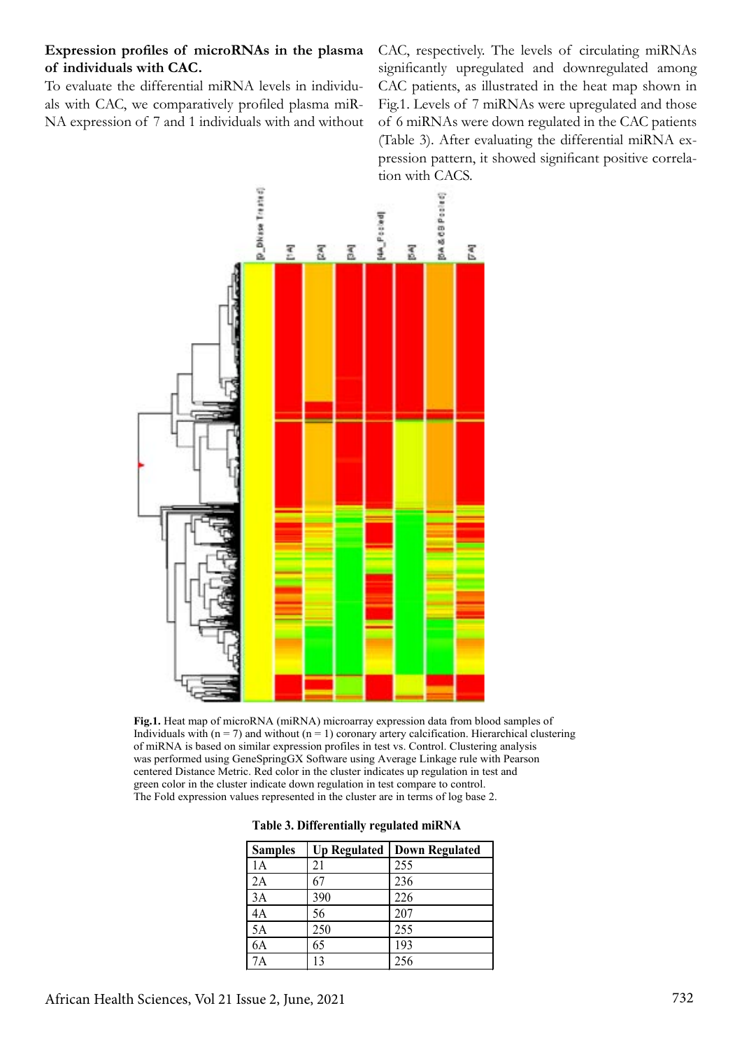**Expression profiles of microRNAs in the plasma of individuals with CAC.**

To evaluate the differential miRNA levels in individuals with CAC, we comparatively profiled plasma miRNA expression of 7 and 1 individuals with and without CAC, respectively. The levels of circulating miRNAs significantly upregulated and downregulated among CAC patients, as illustrated in the heat map shown in Fig.1. Levels of 7 miRNAs were upregulated and those of 6 miRNAs were down regulated in the CAC patients (Table 3). After evaluating the differential miRNA expression pattern, it showed significant positive correlation with CACS.

**Fig.1.** Heat map of microRNA (miRNA) microarray expression data from blood samples of Individuals with (n = 7) and without (n = 1) coronary artery calcification. Hierarchical clustering of miRNA is based on similar expression profiles in test vs. Control. Clustering analysis was performed using GeneSpringGX Software using Average Linkage rule with Pearson centered Distance Metric. Red color in the cluster indicates up regulation in test and green color in the cluster indicate down regulation in test compare to control. The Fold expression values represented in the cluster are in terms of log base 2.

**Table 3. Differentially regulated miRNA**

| Samples | Up Regulated | Down Regulated |
|---|---|---|
| 1A | 21 | 255 |
| 2A | 67 | 236 |
| 3A | 390 | 226 |
| 4A | 56 | 207 |
| 5A | 250 | 255 |
| 6A | 65 | 193 |
| 7A | 13 | 256 |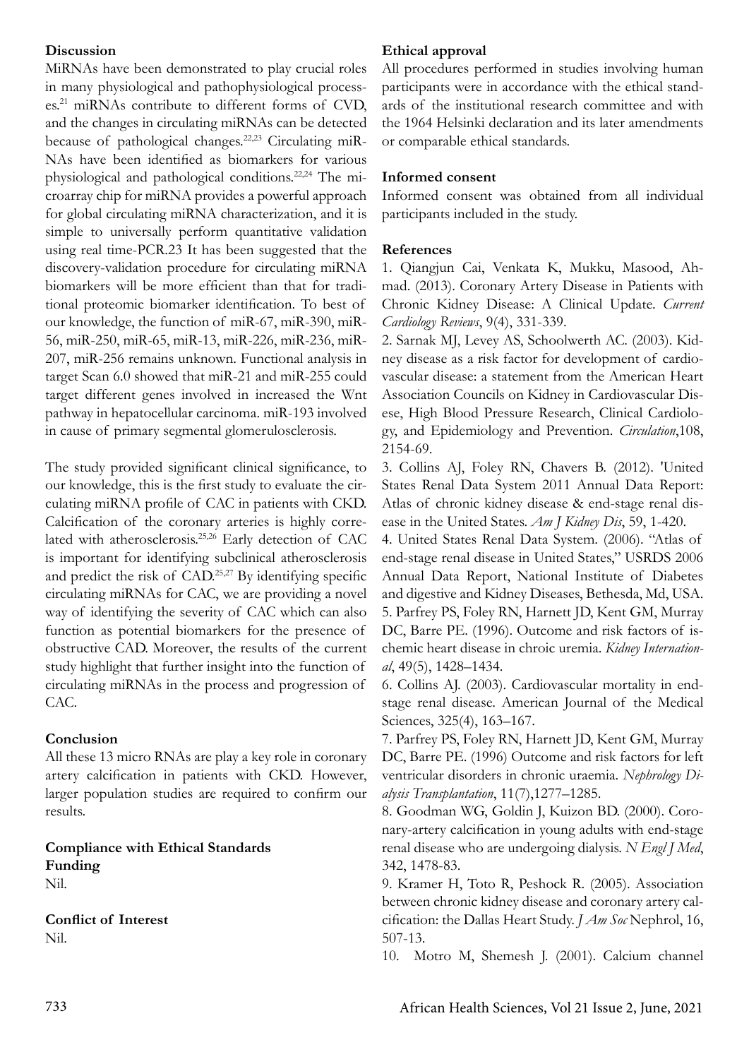## Discussion

MiRNAs have been demonstrated to play crucial roles in many physiological and pathophysiological processes.[21] miRNAs contribute to different forms of CVD, and the changes in circulating miRNAs can be detected because of pathological changes.[22,23] Circulating miRNAs have been identified as biomarkers for various physiological and pathological conditions.[22,24] The microarray chip for miRNA provides a powerful approach for global circulating miRNA characterization, and it is simple to universally perform quantitative validation using real time-PCR.23 It has been suggested that the discovery-validation procedure for circulating miRNA biomarkers will be more efficient than that for traditional proteomic biomarker identification. To best of our knowledge, the function of miR-67, miR-390, miR-56, miR-250, miR-65, miR-13, miR-226, miR-236, miR-207, miR-256 remains unknown. Functional analysis in target Scan 6.0 showed that miR-21 and miR-255 could target different genes involved in increased the Wnt pathway in hepatocellular carcinoma. miR-193 involved in cause of primary segmental glomerulosclerosis.

The study provided significant clinical significance, to our knowledge, this is the first study to evaluate the circulating miRNA profile of CAC in patients with CKD. Calcification of the coronary arteries is highly correlated with atherosclerosis.[25,26] Early detection of CAC is important for identifying subclinical atherosclerosis and predict the risk of CAD.[25,27] By identifying specific circulating miRNAs for CAC, we are providing a novel way of identifying the severity of CAC which can also function as potential biomarkers for the presence of obstructive CAD. Moreover, the results of the current study highlight that further insight into the function of circulating miRNAs in the process and progression of CAC.

## Conclusion

All these 13 micro RNAs are play a key role in coronary artery calcification in patients with CKD. However, larger population studies are required to confirm our results.

## Compliance with Ethical Standards

### Funding

Nil.

### Conflict of Interest

Nil.

### Ethical approval

All procedures performed in studies involving human participants were in accordance with the ethical standards of the institutional research committee and with the 1964 Helsinki declaration and its later amendments or comparable ethical standards.

### Informed consent

Informed consent was obtained from all individual participants included in the study.

## References

1. Qiangjun Cai, Venkata K, Mukku, Masood, Ahmad. (2013). Coronary Artery Disease in Patients with Chronic Kidney Disease: A Clinical Update. *Current Cardiology Reviews*, 9(4), 331-339.
2. Sarnak MJ, Levey AS, Schoolwerth AC. (2003). Kidney disease as a risk factor for development of cardiovascular disease: a statement from the American Heart Association Councils on Kidney in Cardiovascular Disese, High Blood Pressure Research, Clinical Cardiology, and Epidemiology and Prevention. *Circulation*,108, 2154-69.
3. Collins AJ, Foley RN, Chavers B. (2012). 'United States Renal Data System 2011 Annual Data Report: Atlas of chronic kidney disease & end-stage renal disease in the United States. *Am J Kidney Dis*, 59, 1-420.
4. United States Renal Data System. (2006). "Atlas of end-stage renal disease in United States," USRDS 2006 Annual Data Report, National Institute of Diabetes and digestive and Kidney Diseases, Bethesda, Md, USA.
5. Parfrey PS, Foley RN, Harnett JD, Kent GM, Murray DC, Barre PE. (1996). Outcome and risk factors of ischemic heart disease in chroic uremia. *Kidney International*, 49(5), 1428–1434.
6. Collins AJ. (2003). Cardiovascular mortality in end-stage renal disease. American Journal of the Medical Sciences, 325(4), 163–167.
7. Parfrey PS, Foley RN, Harnett JD, Kent GM, Murray DC, Barre PE. (1996) Outcome and risk factors for left ventricular disorders in chronic uraemia. *Nephrology Dialysis Transplantation*, 11(7),1277–1285.
8. Goodman WG, Goldin J, Kuizon BD. (2000). Coronary-artery calcification in young adults with end-stage renal disease who are undergoing dialysis. *N Engl J Med*, 342, 1478-83.
9. Kramer H, Toto R, Peshock R. (2005). Association between chronic kidney disease and coronary artery calcification: the Dallas Heart Study. *J Am Soc* Nephrol, 16, 507-13.
10. Motro M, Shemesh J. (2001). Calcium channel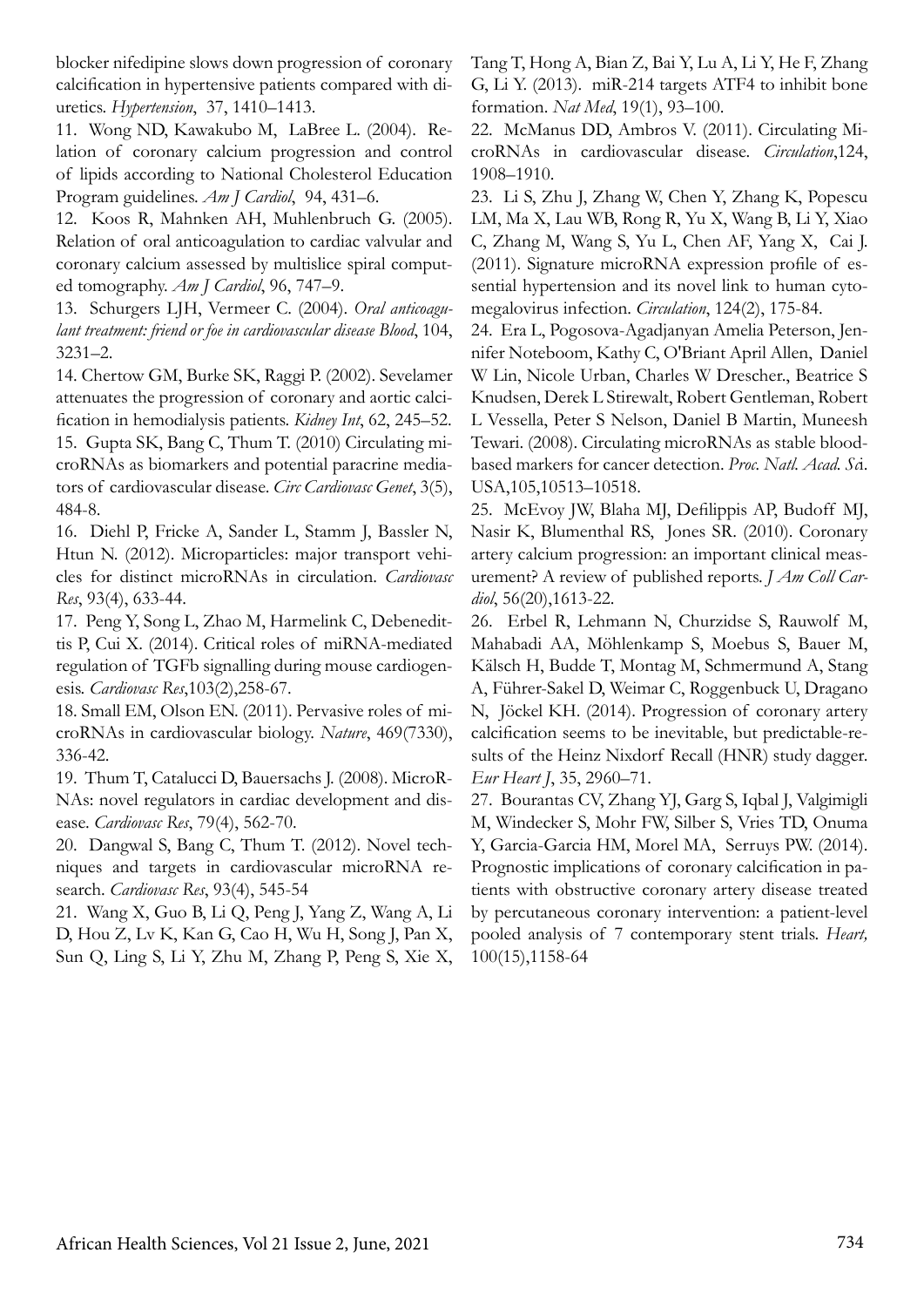blocker nifedipine slows down progression of coronary calcification in hypertensive patients compared with diuretics. *Hypertension*, 37, 1410–1413.

11. Wong ND, Kawakubo M, LaBree L. (2004). Relation of coronary calcium progression and control of lipids according to National Cholesterol Education Program guidelines. *Am J Cardiol*, 94, 431–6.

12. Koos R, Mahnken AH, Muhlenbruch G. (2005). Relation of oral anticoagulation to cardiac valvular and coronary calcium assessed by multislice spiral computed tomography. *Am J Cardiol*, 96, 747–9.

13. Schurgers LJH, Vermeer C. (2004). *Oral anticoagulant treatment: friend or foe in cardiovascular disease Blood*, 104, 3231–2.

14. Chertow GM, Burke SK, Raggi P. (2002). Sevelamer attenuates the progression of coronary and aortic calcification in hemodialysis patients. *Kidney Int*, 62, 245–52.

15. Gupta SK, Bang C, Thum T. (2010) Circulating microRNAs as biomarkers and potential paracrine mediators of cardiovascular disease. *Circ Cardiovasc Genet*, 3(5), 484-8.

16. Diehl P, Fricke A, Sander L, Stamm J, Bassler N, Htun N. (2012). Microparticles: major transport vehicles for distinct microRNAs in circulation. *Cardiovasc Res*, 93(4), 633-44.

17. Peng Y, Song L, Zhao M, Harmelink C, Debenedittis P, Cui X. (2014). Critical roles of miRNA-mediated regulation of TGFb signalling during mouse cardiogenesis. *Cardiovasc Res*,103(2),258-67.

18. Small EM, Olson EN. (2011). Pervasive roles of microRNAs in cardiovascular biology. *Nature*, 469(7330), 336-42.

19. Thum T, Catalucci D, Bauersachs J. (2008). MicroRNAs: novel regulators in cardiac development and disease. *Cardiovasc Res*, 79(4), 562-70.

20. Dangwal S, Bang C, Thum T. (2012). Novel techniques and targets in cardiovascular microRNA research. *Cardiovasc Res*, 93(4), 545-54

21. Wang X, Guo B, Li Q, Peng J, Yang Z, Wang A, Li D, Hou Z, Lv K, Kan G, Cao H, Wu H, Song J, Pan X, Sun Q, Ling S, Li Y, Zhu M, Zhang P, Peng S, Xie X, Tang T, Hong A, Bian Z, Bai Y, Lu A, Li Y, He F, Zhang G, Li Y. (2013). miR-214 targets ATF4 to inhibit bone formation. *Nat Med*, 19(1), 93–100.

22. McManus DD, Ambros V. (2011). Circulating MicroRNAs in cardiovascular disease. *Circulation*,124, 1908–1910.

23. Li S, Zhu J, Zhang W, Chen Y, Zhang K, Popescu LM, Ma X, Lau WB, Rong R, Yu X, Wang B, Li Y, Xiao C, Zhang M, Wang S, Yu L, Chen AF, Yang X, Cai J. (2011). Signature microRNA expression profile of essential hypertension and its novel link to human cytomegalovirus infection. *Circulation*, 124(2), 175-84.

24. Era L, Pogosova-Agadjanyan Amelia Peterson, Jennifer Noteboom, Kathy C, O'Briant April Allen, Daniel W Lin, Nicole Urban, Charles W Drescher., Beatrice S Knudsen, Derek L Stirewalt, Robert Gentleman, Robert L Vessella, Peter S Nelson, Daniel B Martin, Muneesh Tewari. (2008). Circulating microRNAs as stable blood-based markers for cancer detection. *Proc. Natl. Acad. Sci*. USA,105,10513–10518.

25. McEvoy JW, Blaha MJ, Defilippis AP, Budoff MJ, Nasir K, Blumenthal RS, Jones SR. (2010). Coronary artery calcium progression: an important clinical measurement? A review of published reports. *J Am Coll Cardiol*, 56(20),1613-22.

26. Erbel R, Lehmann N, Churzidse S, Rauwolf M, Mahabadi AA, Möhlenkamp S, Moebus S, Bauer M, Kälsch H, Budde T, Montag M, Schmermund A, Stang A, Führer-Sakel D, Weimar C, Roggenbuck U, Dragano N, Jöckel KH. (2014). Progression of coronary artery calcification seems to be inevitable, but predictable-results of the Heinz Nixdorf Recall (HNR) study dagger. *Eur Heart J*, 35, 2960–71.

27. Bourantas CV, Zhang YJ, Garg S, Iqbal J, Valgimigli M, Windecker S, Mohr FW, Silber S, Vries TD, Onuma Y, Garcia-Garcia HM, Morel MA, Serruys PW. (2014). Prognostic implications of coronary calcification in patients with obstructive coronary artery disease treated by percutaneous coronary intervention: a patient-level pooled analysis of 7 contemporary stent trials. *Heart,* 100(15),1158-64